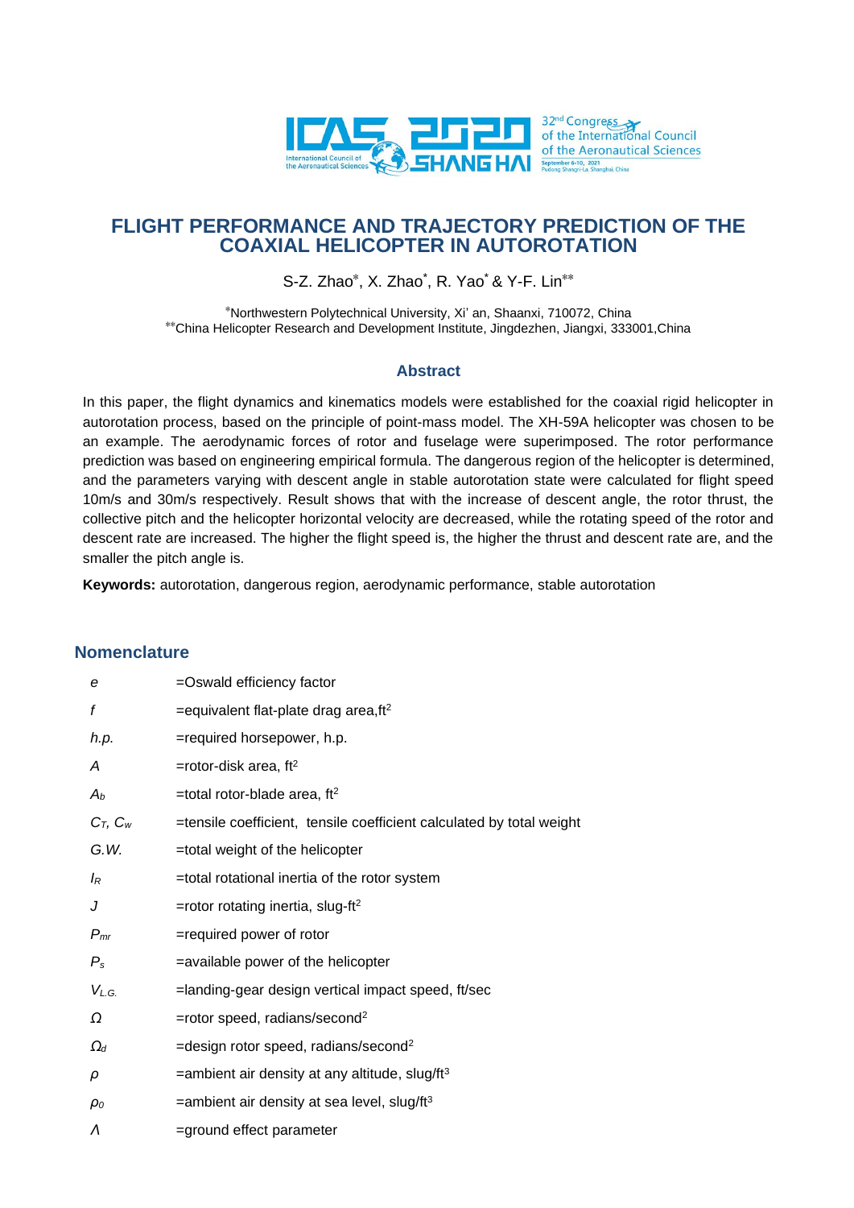# FLIGHT PERFORMANCE AND TRAJECTORY PREDICTION OF THE COAXIAL HELICOPTER IN AUTOROTATION

S-Z. Zhao*, X. Zhao*, R. Yao* & Y-F. Lin**

*Northwestern Polytechnical University, Xi' an, Shaanxi, 710072, China
**China Helicopter Research and Development Institute, Jingdezhen, Jiangxi, 333001,China

## Abstract

In this paper, the flight dynamics and kinematics models were established for the coaxial rigid helicopter in autorotation process, based on the principle of point-mass model. The XH-59A helicopter was chosen to be an example. The aerodynamic forces of rotor and fuselage were superimposed. The rotor performance prediction was based on engineering empirical formula. The dangerous region of the helicopter is determined, and the parameters varying with descent angle in stable autorotation state were calculated for flight speed 10m/s and 30m/s respectively. Result shows that with the increase of descent angle, the rotor thrust, the collective pitch and the helicopter horizontal velocity are decreased, while the rotating speed of the rotor and descent rate are increased. The higher the flight speed is, the higher the thrust and descent rate are, and the smaller the pitch angle is.

**Keywords:** autorotation, dangerous region, aerodynamic performance, stable autorotation

## Nomenclature

| | |
|---|---|
| $e$ | =Oswald efficiency factor |
| $f$ | =equivalent flat-plate drag area,ft$^2$ |
| $h.p.$ | =required horsepower, h.p. |
| $A$ | =rotor-disk area, ft$^2$ |
| $A_b$ | =total rotor-blade area, ft$^2$ |
| $C_T$, $C_w$ | =tensile coefficient, tensile coefficient calculated by total weight |
| $G.W.$ | =total weight of the helicopter |
| $I_R$ | =total rotational inertia of the rotor system |
| $J$ | =rotor rotating inertia, slug-ft$^2$ |
| $P_{mr}$ | =required power of rotor |
| $P_s$ | =available power of the helicopter |
| $V_{L.G.}$ | =landing-gear design vertical impact speed, ft/sec |
| $\Omega$ | =rotor speed, radians/second$^2$ |
| $\Omega_d$ | =design rotor speed, radians/second$^2$ |
| $\rho$ | =ambient air density at any altitude, slug/ft$^3$ |
| $\rho_0$ | =ambient air density at sea level, slug/ft$^3$ |
| $\Lambda$ | =ground effect parameter |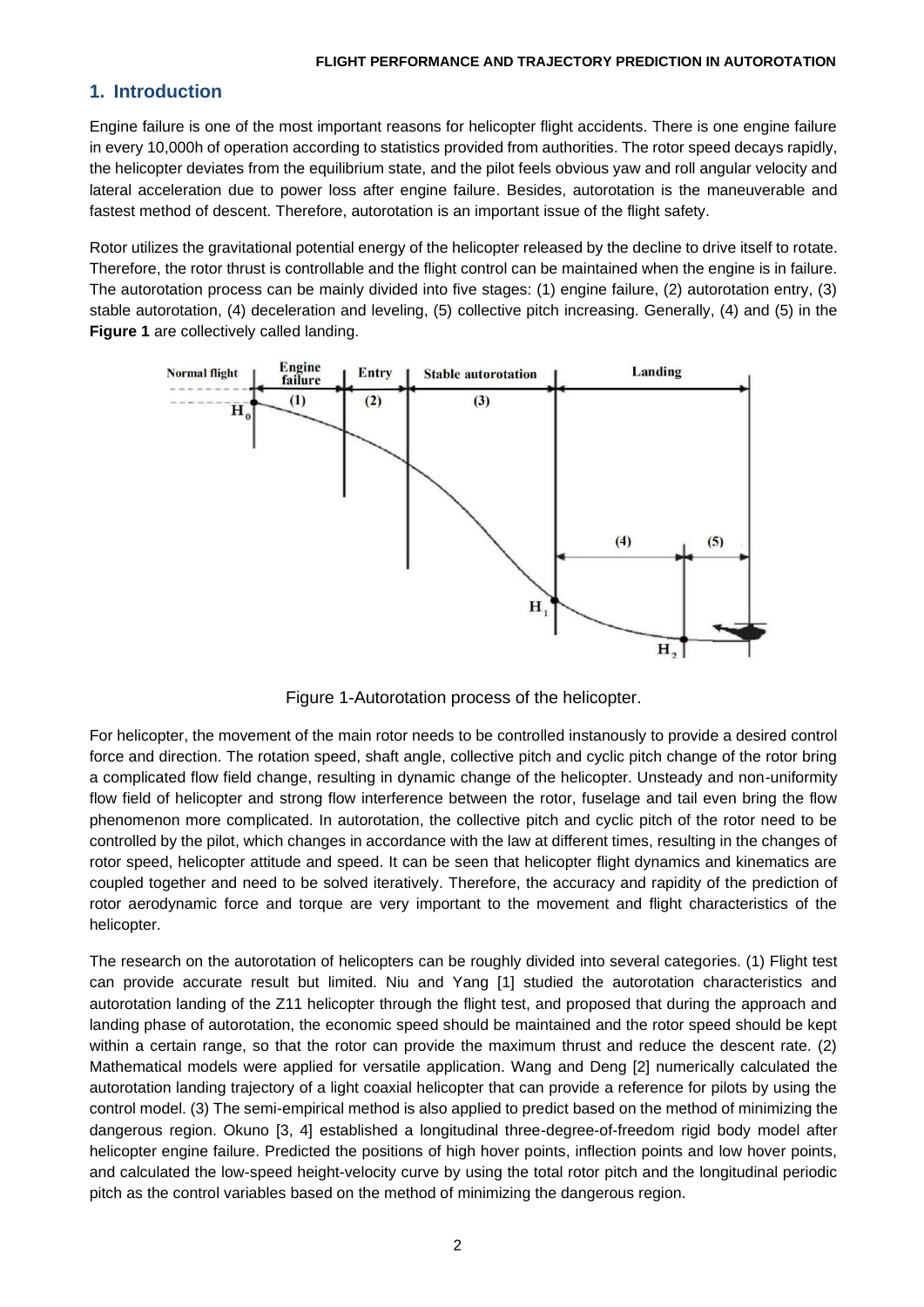## 1. Introduction

Engine failure is one of the most important reasons for helicopter flight accidents. There is one engine failure in every 10,000h of operation according to statistics provided from authorities. The rotor speed decays rapidly, the helicopter deviates from the equilibrium state, and the pilot feels obvious yaw and roll angular velocity and lateral acceleration due to power loss after engine failure. Besides, autorotation is the maneuverable and fastest method of descent. Therefore, autorotation is an important issue of the flight safety.

Rotor utilizes the gravitational potential energy of the helicopter released by the decline to drive itself to rotate. Therefore, the rotor thrust is controllable and the flight control can be maintained when the engine is in failure. The autorotation process can be mainly divided into five stages: (1) engine failure, (2) autorotation entry, (3) stable autorotation, (4) deceleration and leveling, (5) collective pitch increasing. Generally, (4) and (5) in the **Figure 1** are collectively called landing.

Figure 1-Autorotation process of the helicopter.

For helicopter, the movement of the main rotor needs to be controlled instanously to provide a desired control force and direction. The rotation speed, shaft angle, collective pitch and cyclic pitch change of the rotor bring a complicated flow field change, resulting in dynamic change of the helicopter. Unsteady and non-uniformity flow field of helicopter and strong flow interference between the rotor, fuselage and tail even bring the flow phenomenon more complicated. In autorotation, the collective pitch and cyclic pitch of the rotor need to be controlled by the pilot, which changes in accordance with the law at different times, resulting in the changes of rotor speed, helicopter attitude and speed. It can be seen that helicopter flight dynamics and kinematics are coupled together and need to be solved iteratively. Therefore, the accuracy and rapidity of the prediction of rotor aerodynamic force and torque are very important to the movement and flight characteristics of the helicopter.

The research on the autorotation of helicopters can be roughly divided into several categories. (1) Flight test can provide accurate result but limited. Niu and Yang [1] studied the autorotation characteristics and autorotation landing of the Z11 helicopter through the flight test, and proposed that during the approach and landing phase of autorotation, the economic speed should be maintained and the rotor speed should be kept within a certain range, so that the rotor can provide the maximum thrust and reduce the descent rate. (2) Mathematical models were applied for versatile application. Wang and Deng [2] numerically calculated the autorotation landing trajectory of a light coaxial helicopter that can provide a reference for pilots by using the control model. (3) The semi-empirical method is also applied to predict based on the method of minimizing the dangerous region. Okuno [3, 4] established a longitudinal three-degree-of-freedom rigid body model after helicopter engine failure. Predicted the positions of high hover points, inflection points and low hover points, and calculated the low-speed height-velocity curve by using the total rotor pitch and the longitudinal periodic pitch as the control variables based on the method of minimizing the dangerous region.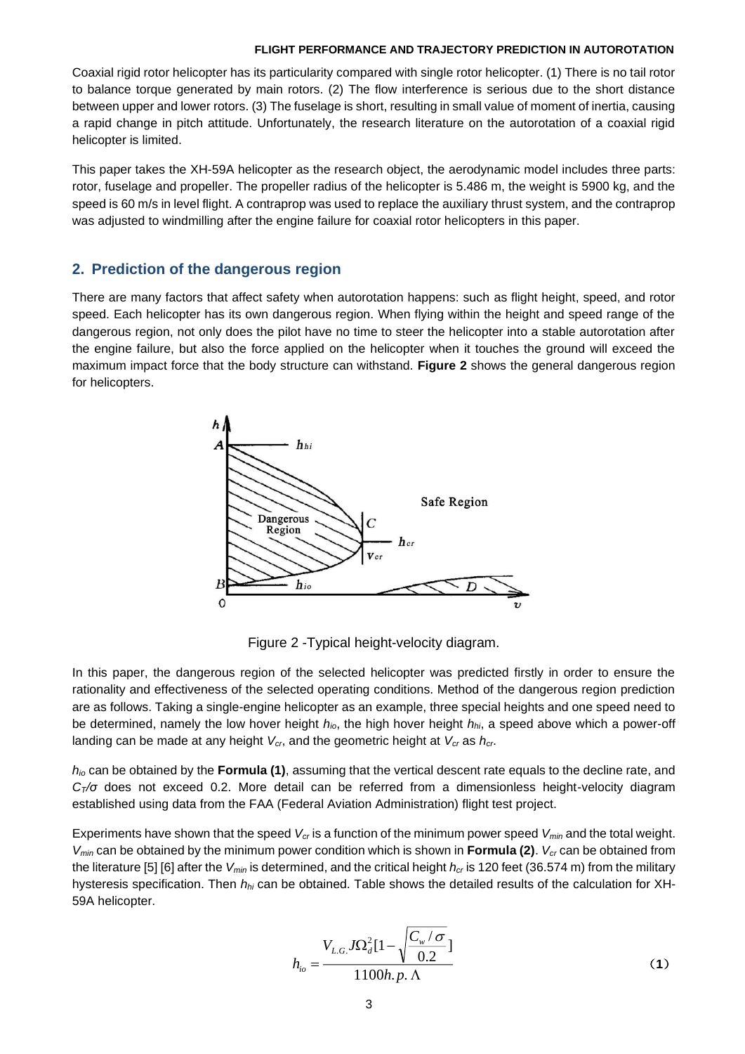Coaxial rigid rotor helicopter has its particularity compared with single rotor helicopter. (1) There is no tail rotor to balance torque generated by main rotors. (2) The flow interference is serious due to the short distance between upper and lower rotors. (3) The fuselage is short, resulting in small value of moment of inertia, causing a rapid change in pitch attitude. Unfortunately, the research literature on the autorotation of a coaxial rigid helicopter is limited.

This paper takes the XH-59A helicopter as the research object, the aerodynamic model includes three parts: rotor, fuselage and propeller. The propeller radius of the helicopter is 5.486 m, the weight is 5900 kg, and the speed is 60 m/s in level flight. A contraprop was used to replace the auxiliary thrust system, and the contraprop was adjusted to windmilling after the engine failure for coaxial rotor helicopters in this paper.

## 2. Prediction of the dangerous region

There are many factors that affect safety when autorotation happens: such as flight height, speed, and rotor speed. Each helicopter has its own dangerous region. When flying within the height and speed range of the dangerous region, not only does the pilot have no time to steer the helicopter into a stable autorotation after the engine failure, but also the force applied on the helicopter when it touches the ground will exceed the maximum impact force that the body structure can withstand. **Figure 2** shows the general dangerous region for helicopters.

Figure 2 -Typical height-velocity diagram.

In this paper, the dangerous region of the selected helicopter was predicted firstly in order to ensure the rationality and effectiveness of the selected operating conditions. Method of the dangerous region prediction are as follows. Taking a single-engine helicopter as an example, three special heights and one speed need to be determined, namely the low hover height $h_{io}$, the high hover height $h_{hi}$, a speed above which a power-off landing can be made at any height $V_{cr}$, and the geometric height at $V_{cr}$ as $h_{cr}$.

$h_{io}$ can be obtained by the **Formula (1)**, assuming that the vertical descent rate equals to the decline rate, and $C_T/\sigma$ does not exceed 0.2. More detail can be referred from a dimensionless height-velocity diagram established using data from the FAA (Federal Aviation Administration) flight test project.

Experiments have shown that the speed $V_{cr}$ is a function of the minimum power speed $V_{min}$ and the total weight. $V_{min}$ can be obtained by the minimum power condition which is shown in **Formula (2)**. $V_{cr}$ can be obtained from the literature [5] [6] after the $V_{min}$ is determined, and the critical height $h_{cr}$ is 120 feet (36.574 m) from the military hysteresis specification. Then $h_{hi}$ can be obtained. Table shows the detailed results of the calculation for XH-59A helicopter.

$$h_{io} = \frac{V_{L.G.} J\Omega_d^2 [1 - \sqrt{\frac{C_w/\sigma}{0.2}}]}{1100 h.p. \Lambda} \tag{1}$$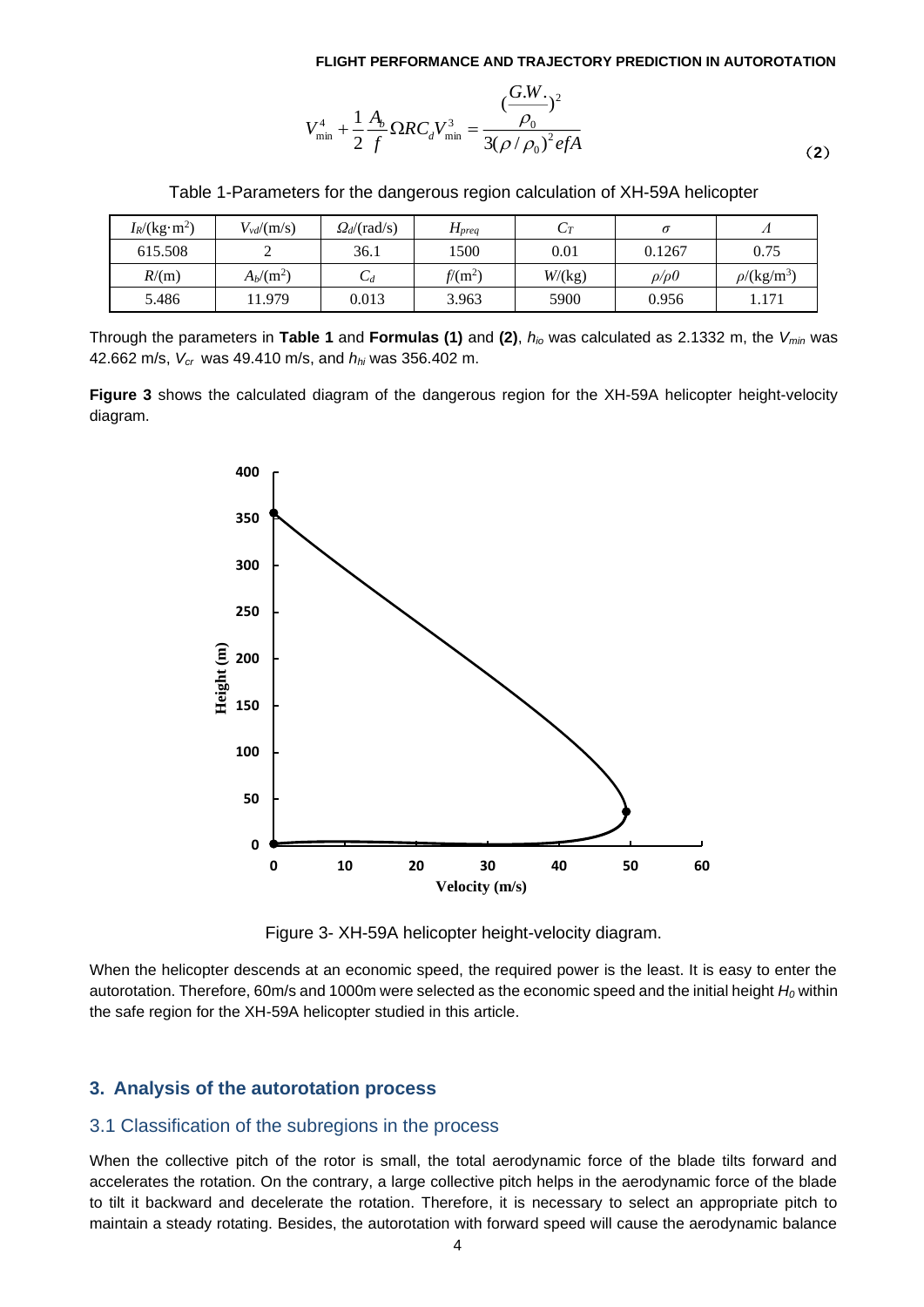$$V_{\min}^4 + \frac{1}{2}\frac{A_b}{f}\Omega R C_d V_{\min}^3 = \frac{(\frac{G.W.}{\rho_0})^2}{3(\rho/\rho_0)^2 efA} \qquad (2)$$

Table 1-Parameters for the dangerous region calculation of XH-59A helicopter

| $I_R$/(kg·m$^2$) | $V_{vd}$/(m/s) | $\Omega_d$/(rad/s) | $H_{preq}$ | $C_T$ | $\sigma$ | $\Lambda$ |
|---|---|---|---|---|---|---|
| 615.508 | 2 | 36.1 | 1500 | 0.01 | 0.1267 | 0.75 |
| $R$/(m) | $A_b$/(m$^2$) | $C_d$ | $f$/(m$^2$) | $W$/(kg) | $\rho/\rho0$ | $\rho$/(kg/m$^3$) |
| 5.486 | 11.979 | 0.013 | 3.963 | 5900 | 0.956 | 1.171 |

Through the parameters in **Table 1** and **Formulas (1)** and **(2)**, $h_{io}$ was calculated as 2.1332 m, the $V_{min}$ was 42.662 m/s, $V_{cr}$ was 49.410 m/s, and $h_{hi}$ was 356.402 m.

**Figure 3** shows the calculated diagram of the dangerous region for the XH-59A helicopter height-velocity diagram.

Figure 3- XH-59A helicopter height-velocity diagram.

When the helicopter descends at an economic speed, the required power is the least. It is easy to enter the autorotation. Therefore, 60m/s and 1000m were selected as the economic speed and the initial height $H_0$ within the safe region for the XH-59A helicopter studied in this article.

## 3. Analysis of the autorotation process

### 3.1 Classification of the subregions in the process

When the collective pitch of the rotor is small, the total aerodynamic force of the blade tilts forward and accelerates the rotation. On the contrary, a large collective pitch helps in the aerodynamic force of the blade to tilt it backward and decelerate the rotation. Therefore, it is necessary to select an appropriate pitch to maintain a steady rotating. Besides, the autorotation with forward speed will cause the aerodynamic balance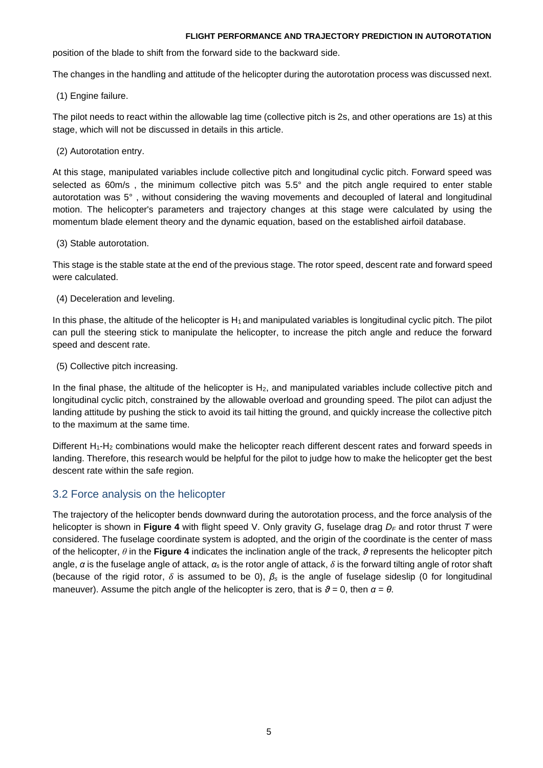position of the blade to shift from the forward side to the backward side.

The changes in the handling and attitude of the helicopter during the autorotation process was discussed next.

(1) Engine failure.

The pilot needs to react within the allowable lag time (collective pitch is 2s, and other operations are 1s) at this stage, which will not be discussed in details in this article.

(2) Autorotation entry.

At this stage, manipulated variables include collective pitch and longitudinal cyclic pitch. Forward speed was selected as 60m/s , the minimum collective pitch was 5.5° and the pitch angle required to enter stable autorotation was 5° , without considering the waving movements and decoupled of lateral and longitudinal motion. The helicopter's parameters and trajectory changes at this stage were calculated by using the momentum blade element theory and the dynamic equation, based on the established airfoil database.

(3) Stable autorotation.

This stage is the stable state at the end of the previous stage. The rotor speed, descent rate and forward speed were calculated.

(4) Deceleration and leveling.

In this phase, the altitude of the helicopter is $H_1$ and manipulated variables is longitudinal cyclic pitch. The pilot can pull the steering stick to manipulate the helicopter, to increase the pitch angle and reduce the forward speed and descent rate.

(5) Collective pitch increasing.

In the final phase, the altitude of the helicopter is $H_2$, and manipulated variables include collective pitch and longitudinal cyclic pitch, constrained by the allowable overload and grounding speed. The pilot can adjust the landing attitude by pushing the stick to avoid its tail hitting the ground, and quickly increase the collective pitch to the maximum at the same time.

Different $H_1$-$H_2$ combinations would make the helicopter reach different descent rates and forward speeds in landing. Therefore, this research would be helpful for the pilot to judge how to make the helicopter get the best descent rate within the safe region.

## 3.2 Force analysis on the helicopter

The trajectory of the helicopter bends downward during the autorotation process, and the force analysis of the helicopter is shown in **Figure 4** with flight speed V. Only gravity $G$, fuselage drag $D_F$ and rotor thrust $T$ were considered. The fuselage coordinate system is adopted, and the origin of the coordinate is the center of mass of the helicopter, $\theta$ in the **Figure 4** indicates the inclination angle of the track, $\vartheta$ represents the helicopter pitch angle, $\alpha$ is the fuselage angle of attack, $\alpha_s$ is the rotor angle of attack, $\delta$ is the forward tilting angle of rotor shaft (because of the rigid rotor, $\delta$ is assumed to be 0), $\beta_s$ is the angle of fuselage sideslip (0 for longitudinal maneuver). Assume the pitch angle of the helicopter is zero, that is $\vartheta = 0$, then $\alpha = \theta$.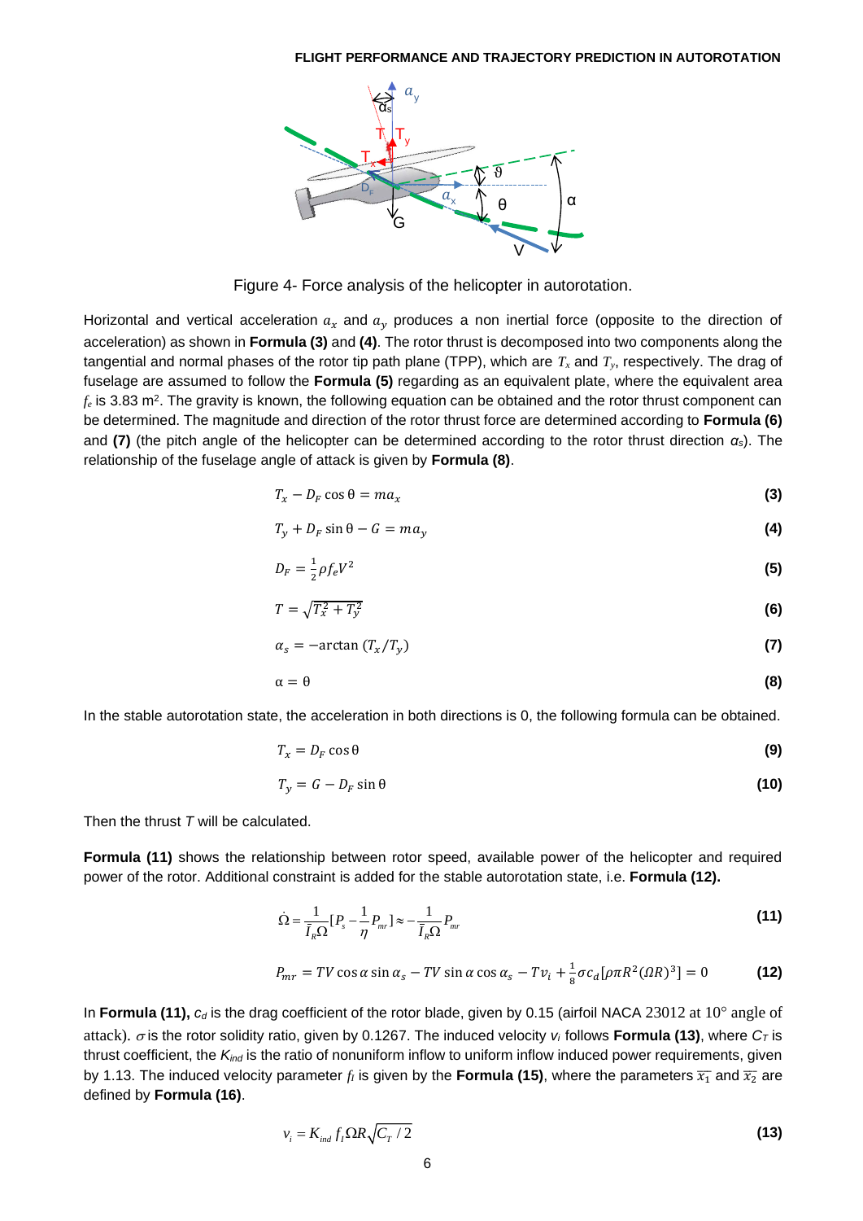Figure 4- Force analysis of the helicopter in autorotation.

Horizontal and vertical acceleration $a_x$ and $a_y$ produces a non inertial force (opposite to the direction of acceleration) as shown in **Formula (3)** and **(4)**. The rotor thrust is decomposed into two components along the tangential and normal phases of the rotor tip path plane (TPP), which are $T_x$ and $T_y$, respectively. The drag of fuselage are assumed to follow the **Formula (5)** regarding as an equivalent plate, where the equivalent area $f_e$ is 3.83 m$^2$. The gravity is known, the following equation can be obtained and the rotor thrust component can be determined. The magnitude and direction of the rotor thrust force are determined according to **Formula (6)** and **(7)** (the pitch angle of the helicopter can be determined according to the rotor thrust direction $\alpha_s$). The relationship of the fuselage angle of attack is given by **Formula (8)**.

$$T_x - D_F \cos\theta = m a_x \tag{3}$$

$$T_y + D_F \sin\theta - G = m a_y \tag{4}$$

$$D_F = \frac{1}{2}\rho f_e V^2 \tag{5}$$

$$T = \sqrt{T_x^2 + T_y^2} \tag{6}$$

$$\alpha_s = -\arctan\left(T_x / T_y\right) \tag{7}$$

$$\alpha = \theta \tag{8}$$

In the stable autorotation state, the acceleration in both directions is 0, the following formula can be obtained.

$$T_x = D_F \cos\theta \tag{9}$$

$$T_y = G - D_F \sin\theta \tag{10}$$

Then the thrust $T$ will be calculated.

**Formula (11)** shows the relationship between rotor speed, available power of the helicopter and required power of the rotor. Additional constraint is added for the stable autorotation state, i.e. **Formula (12).**

$$\dot{\Omega} = \frac{1}{\bar{I}_R \Omega}\left[P_s - \frac{1}{\eta}P_{mr}\right] \approx -\frac{1}{\bar{I}_R \Omega}P_{mr} \tag{11}$$

$$P_{mr} = TV\cos\alpha\sin\alpha_s - TV\sin\alpha\cos\alpha_s - Tv_i + \frac{1}{8}\sigma c_d\left[\rho\pi R^2(\Omega R)^3\right] = 0 \tag{12}$$

In **Formula (11),** $c_d$ is the drag coefficient of the rotor blade, given by 0.15 (airfoil NACA 23012 at 10° angle of attack). $\sigma$ is the rotor solidity ratio, given by 0.1267. The induced velocity $v_i$ follows **Formula (13)**, where $C_T$ is thrust coefficient, the $K_{ind}$ is the ratio of nonuniform inflow to uniform inflow induced power requirements, given by 1.13. The induced velocity parameter $f_I$ is given by the **Formula (15)**, where the parameters $\overline{x_1}$ and $\overline{x_2}$ are defined by **Formula (16)**.

$$v_i = K_{ind} f_I \Omega R \sqrt{C_T / 2} \tag{13}$$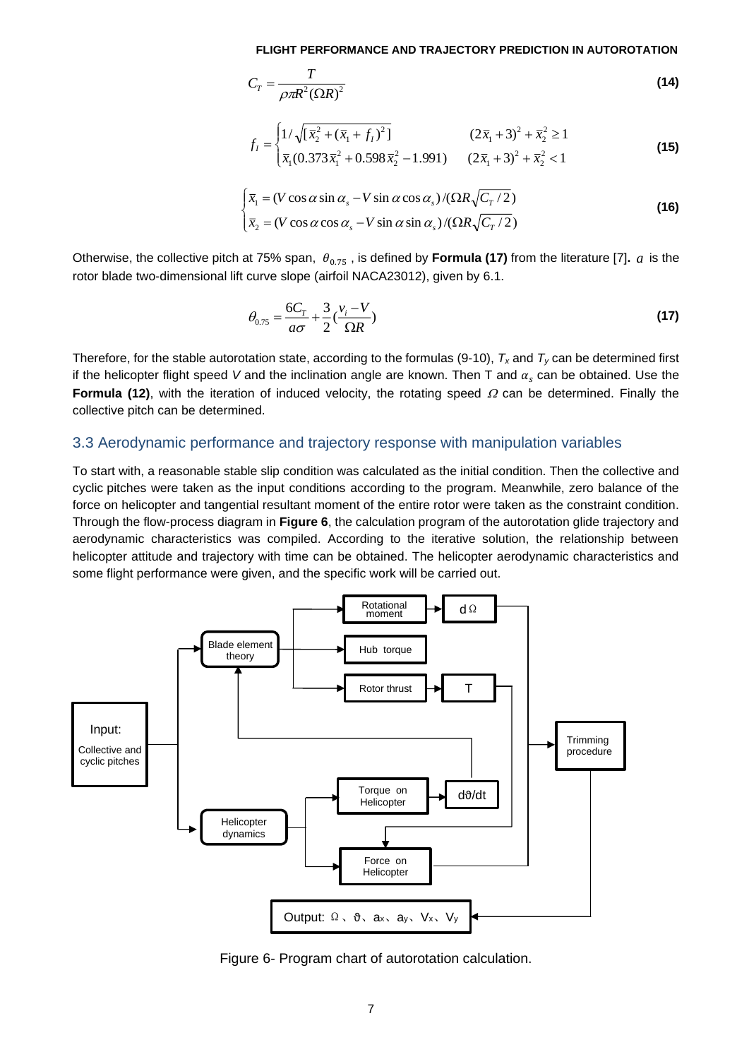$$C_T = \frac{T}{\rho \pi R^2 (\Omega R)^2} \quad \textbf{(14)}$$

$$f_I = \begin{cases} 1/\sqrt{[\bar{x}_2^2 + (\bar{x}_1 + f_I)^2]} & (2\bar{x}_1 + 3)^2 + \bar{x}_2^2 \geq 1 \\ \bar{x}_1(0.373\bar{x}_1^2 + 0.598\bar{x}_2^2 - 1.991) & (2\bar{x}_1 + 3)^2 + \bar{x}_2^2 < 1 \end{cases} \quad \textbf{(15)}$$

$$\begin{cases} \bar{x}_1 = (V\cos\alpha\sin\alpha_s - V\sin\alpha\cos\alpha_s)/(\Omega R\sqrt{C_T/2}) \\ \bar{x}_2 = (V\cos\alpha\cos\alpha_s - V\sin\alpha\sin\alpha_s)/(\Omega R\sqrt{C_T/2}) \end{cases} \quad \textbf{(16)}$$

Otherwise, the collective pitch at 75% span, $\theta_{0.75}$ , is defined by **Formula (17)** from the literature [7]**.** $a$ is the rotor blade two-dimensional lift curve slope (airfoil NACA23012), given by 6.1.

$$\theta_{0.75} = \frac{6C_T}{a\sigma} + \frac{3}{2}\left(\frac{v_i - V}{\Omega R}\right) \quad \textbf{(17)}$$

Therefore, for the stable autorotation state, according to the formulas (9-10), $T_x$ and $T_y$ can be determined first if the helicopter flight speed $V$ and the inclination angle are known. Then T and $\alpha_s$ can be obtained. Use the **Formula (12)**, with the iteration of induced velocity, the rotating speed $\Omega$ can be determined. Finally the collective pitch can be determined.

## 3.3 Aerodynamic performance and trajectory response with manipulation variables

To start with, a reasonable stable slip condition was calculated as the initial condition. Then the collective and cyclic pitches were taken as the input conditions according to the program. Meanwhile, zero balance of the force on helicopter and tangential resultant moment of the entire rotor were taken as the constraint condition. Through the flow-process diagram in **Figure 6**, the calculation program of the autorotation glide trajectory and aerodynamic characteristics was compiled. According to the iterative solution, the relationship between helicopter attitude and trajectory with time can be obtained. The helicopter aerodynamic characteristics and some flight performance were given, and the specific work will be carried out.

Figure 6- Program chart of autorotation calculation.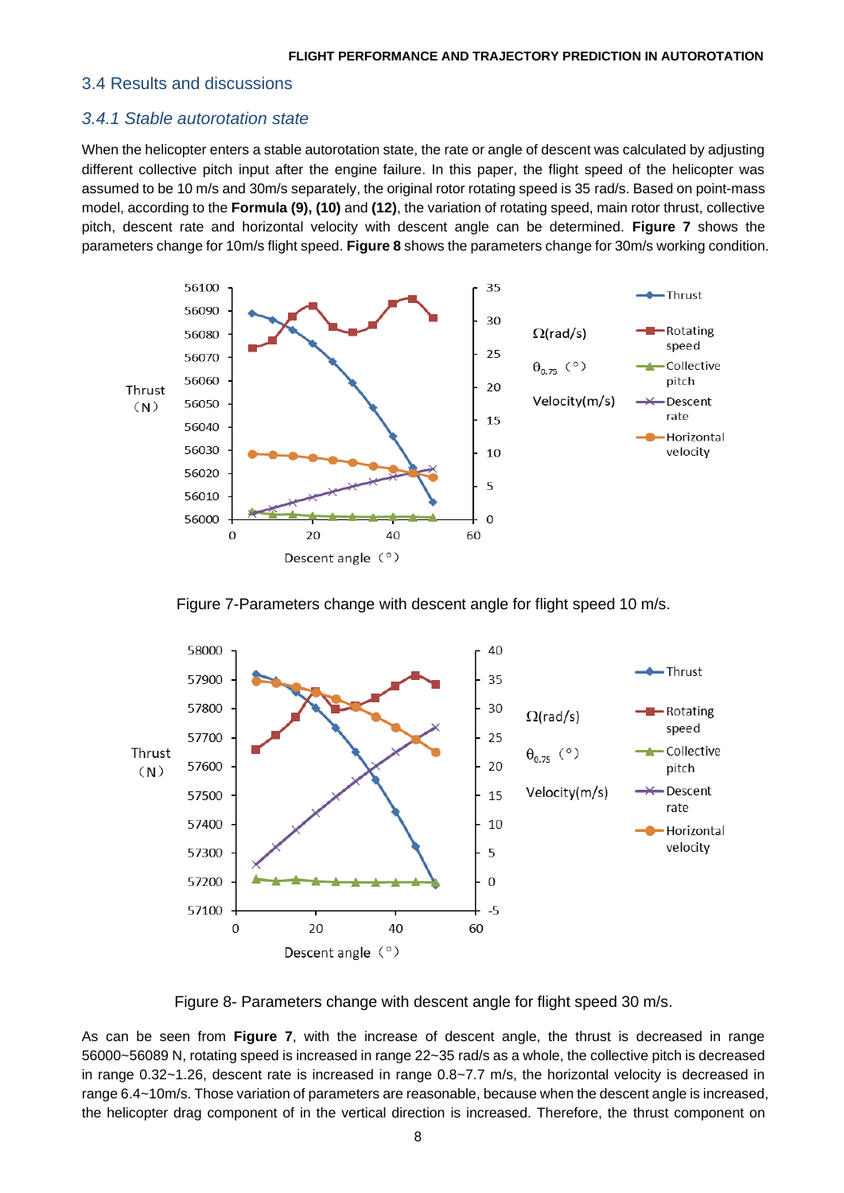## 3.4 Results and discussions

### *3.4.1 Stable autorotation state*

When the helicopter enters a stable autorotation state, the rate or angle of descent was calculated by adjusting different collective pitch input after the engine failure. In this paper, the flight speed of the helicopter was assumed to be 10 m/s and 30m/s separately, the original rotor rotating speed is 35 rad/s. Based on point-mass model, according to the **Formula (9), (10)** and **(12)**, the variation of rotating speed, main rotor thrust, collective pitch, descent rate and horizontal velocity with descent angle can be determined. **Figure 7** shows the parameters change for 10m/s flight speed. **Figure 8** shows the parameters change for 30m/s working condition.

Figure 7-Parameters change with descent angle for flight speed 10 m/s.

Figure 8- Parameters change with descent angle for flight speed 30 m/s.

As can be seen from **Figure 7**, with the increase of descent angle, the thrust is decreased in range 56000~56089 N, rotating speed is increased in range 22~35 rad/s as a whole, the collective pitch is decreased in range 0.32~1.26, descent rate is increased in range 0.8~7.7 m/s, the horizontal velocity is decreased in range 6.4~10m/s. Those variation of parameters are reasonable, because when the descent angle is increased, the helicopter drag component of in the vertical direction is increased. Therefore, the thrust component on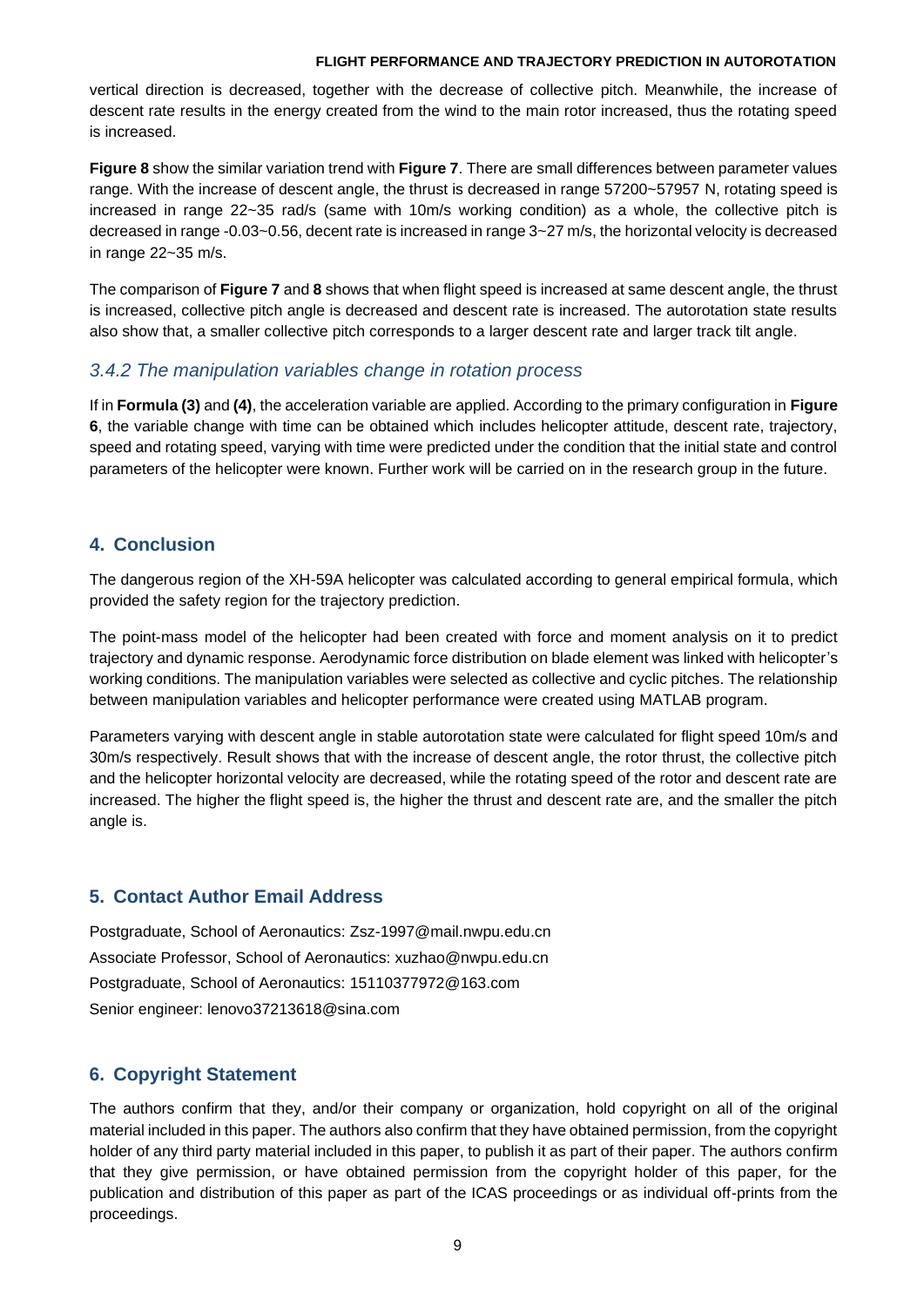vertical direction is decreased, together with the decrease of collective pitch. Meanwhile, the increase of descent rate results in the energy created from the wind to the main rotor increased, thus the rotating speed is increased.

**Figure 8** show the similar variation trend with **Figure 7**. There are small differences between parameter values range. With the increase of descent angle, the thrust is decreased in range 57200~57957 N, rotating speed is increased in range 22~35 rad/s (same with 10m/s working condition) as a whole, the collective pitch is decreased in range -0.03~0.56, decent rate is increased in range 3~27 m/s, the horizontal velocity is decreased in range 22~35 m/s.

The comparison of **Figure 7** and **8** shows that when flight speed is increased at same descent angle, the thrust is increased, collective pitch angle is decreased and descent rate is increased. The autorotation state results also show that, a smaller collective pitch corresponds to a larger descent rate and larger track tilt angle.

### *3.4.2 The manipulation variables change in rotation process*

If in **Formula (3)** and **(4)**, the acceleration variable are applied. According to the primary configuration in **Figure 6**, the variable change with time can be obtained which includes helicopter attitude, descent rate, trajectory, speed and rotating speed, varying with time were predicted under the condition that the initial state and control parameters of the helicopter were known. Further work will be carried on in the research group in the future.

## 4. Conclusion

The dangerous region of the XH-59A helicopter was calculated according to general empirical formula, which provided the safety region for the trajectory prediction.

The point-mass model of the helicopter had been created with force and moment analysis on it to predict trajectory and dynamic response. Aerodynamic force distribution on blade element was linked with helicopter's working conditions. The manipulation variables were selected as collective and cyclic pitches. The relationship between manipulation variables and helicopter performance were created using MATLAB program.

Parameters varying with descent angle in stable autorotation state were calculated for flight speed 10m/s and 30m/s respectively. Result shows that with the increase of descent angle, the rotor thrust, the collective pitch and the helicopter horizontal velocity are decreased, while the rotating speed of the rotor and descent rate are increased. The higher the flight speed is, the higher the thrust and descent rate are, and the smaller the pitch angle is.

## 5. Contact Author Email Address

Postgraduate, School of Aeronautics: Zsz-1997@mail.nwpu.edu.cn
Associate Professor, School of Aeronautics: xuzhao@nwpu.edu.cn
Postgraduate, School of Aeronautics: 15110377972@163.com
Senior engineer: lenovo37213618@sina.com

## 6. Copyright Statement

The authors confirm that they, and/or their company or organization, hold copyright on all of the original material included in this paper. The authors also confirm that they have obtained permission, from the copyright holder of any third party material included in this paper, to publish it as part of their paper. The authors confirm that they give permission, or have obtained permission from the copyright holder of this paper, for the publication and distribution of this paper as part of the ICAS proceedings or as individual off-prints from the proceedings.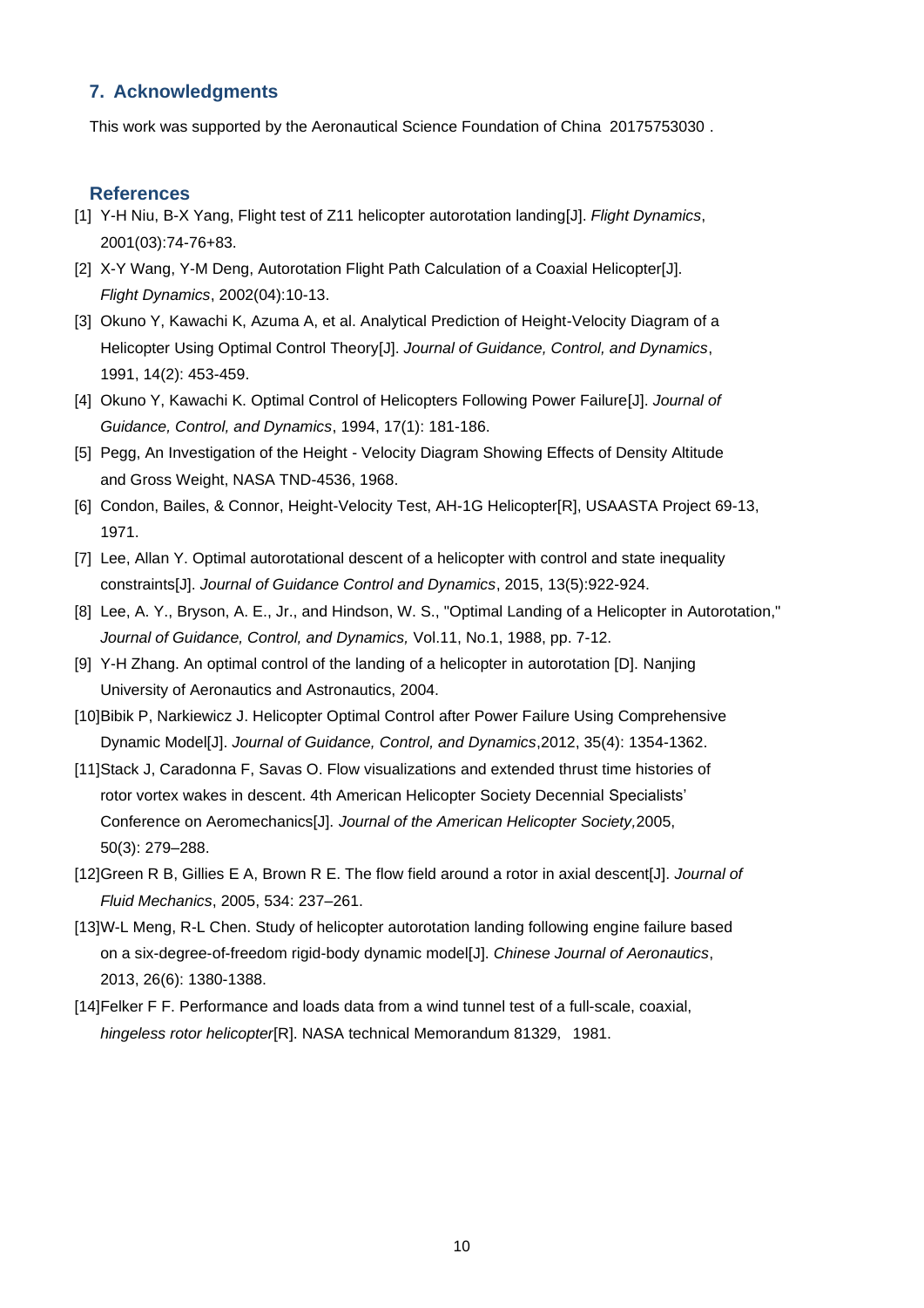## 7. Acknowledgments

This work was supported by the Aeronautical Science Foundation of China 20175753030 .

## References

[1] Y-H Niu, B-X Yang, Flight test of Z11 helicopter autorotation landing[J]. *Flight Dynamics*, 2001(03):74-76+83.

[2] X-Y Wang, Y-M Deng, Autorotation Flight Path Calculation of a Coaxial Helicopter[J]. *Flight Dynamics*, 2002(04):10-13.

[3] Okuno Y, Kawachi K, Azuma A, et al. Analytical Prediction of Height-Velocity Diagram of a Helicopter Using Optimal Control Theory[J]. *Journal of Guidance, Control, and Dynamics*, 1991, 14(2): 453-459.

[4] Okuno Y, Kawachi K. Optimal Control of Helicopters Following Power Failure[J]. *Journal of Guidance, Control, and Dynamics*, 1994, 17(1): 181-186.

[5] Pegg, An Investigation of the Height - Velocity Diagram Showing Effects of Density Altitude and Gross Weight, NASA TND-4536, 1968.

[6] Condon, Bailes, & Connor, Height-Velocity Test, AH-1G Helicopter[R], USAASTA Project 69-13, 1971.

[7] Lee, Allan Y. Optimal autorotational descent of a helicopter with control and state inequality constraints[J]. *Journal of Guidance Control and Dynamics*, 2015, 13(5):922-924.

[8] Lee, A. Y., Bryson, A. E., Jr., and Hindson, W. S., "Optimal Landing of a Helicopter in Autorotation," *Journal of Guidance, Control, and Dynamics,* Vol.11, No.1, 1988, pp. 7-12.

[9] Y-H Zhang. An optimal control of the landing of a helicopter in autorotation [D]. Nanjing University of Aeronautics and Astronautics, 2004.

[10] Bibik P, Narkiewicz J. Helicopter Optimal Control after Power Failure Using Comprehensive Dynamic Model[J]. *Journal of Guidance, Control, and Dynamics*,2012, 35(4): 1354-1362.

[11] Stack J, Caradonna F, Savas O. Flow visualizations and extended thrust time histories of rotor vortex wakes in descent. 4th American Helicopter Society Decennial Specialists' Conference on Aeromechanics[J]. *Journal of the American Helicopter Society,*2005, 50(3): 279–288.

[12] Green R B, Gillies E A, Brown R E. The flow field around a rotor in axial descent[J]. *Journal of Fluid Mechanics*, 2005, 534: 237–261.

[13] W-L Meng, R-L Chen. Study of helicopter autorotation landing following engine failure based on a six-degree-of-freedom rigid-body dynamic model[J]. *Chinese Journal of Aeronautics*, 2013, 26(6): 1380-1388.

[14] Felker F F. Performance and loads data from a wind tunnel test of a full-scale, coaxial, *hingeless rotor helicopter*[R]. NASA technical Memorandum 81329, 1981.